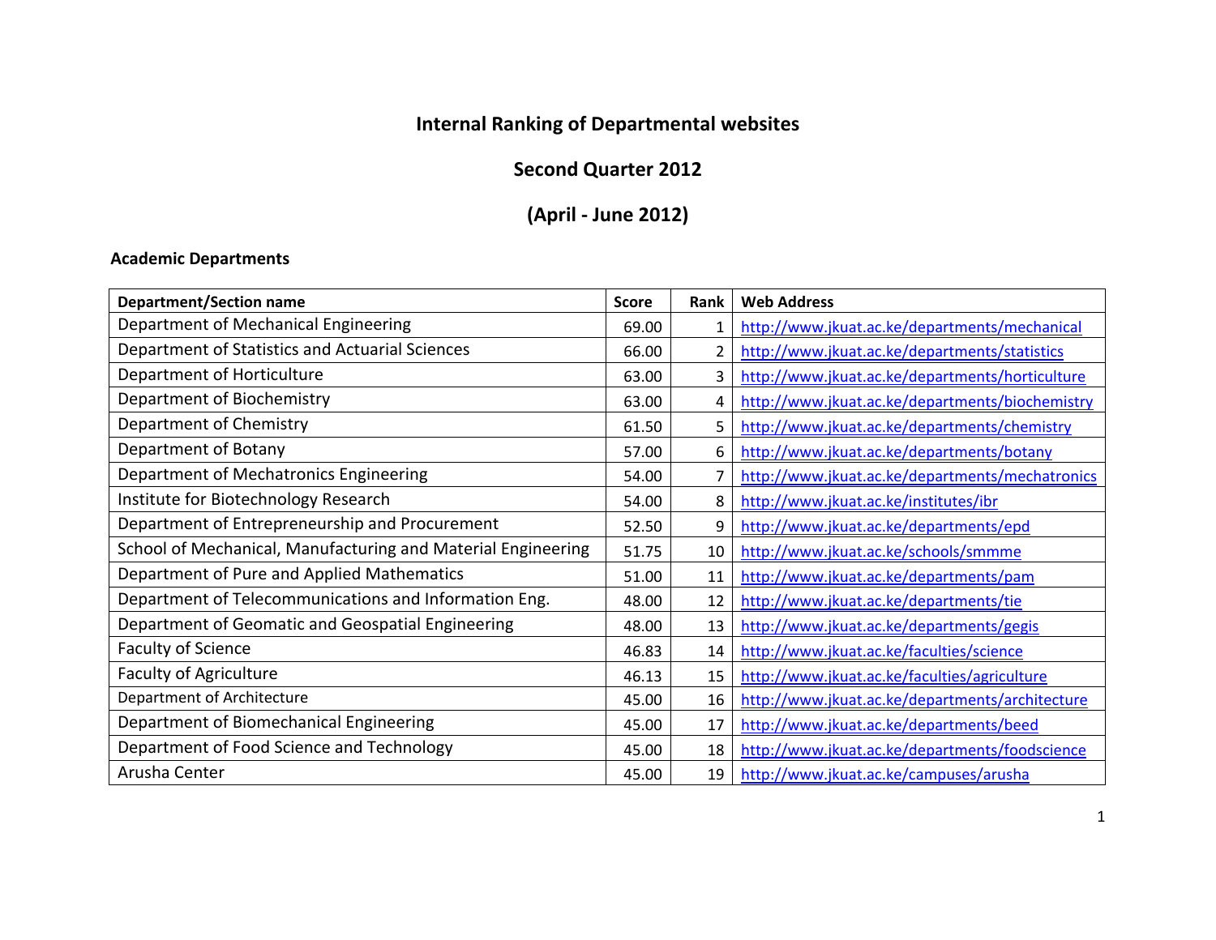# Internal Ranking of Departmental websites

## Second Quarter 2012

## (April - June 2012)

### Academic Departments

| Department/Section name | Score | Rank | Web Address |
|---|---|---|---|
| Department of Mechanical Engineering | 69.00 | 1 | http://www.jkuat.ac.ke/departments/mechanical |
| Department of Statistics and Actuarial Sciences | 66.00 | 2 | http://www.jkuat.ac.ke/departments/statistics |
| Department of Horticulture | 63.00 | 3 | http://www.jkuat.ac.ke/departments/horticulture |
| Department of Biochemistry | 63.00 | 4 | http://www.jkuat.ac.ke/departments/biochemistry |
| Department of Chemistry | 61.50 | 5 | http://www.jkuat.ac.ke/departments/chemistry |
| Department of Botany | 57.00 | 6 | http://www.jkuat.ac.ke/departments/botany |
| Department of Mechatronics Engineering | 54.00 | 7 | http://www.jkuat.ac.ke/departments/mechatronics |
| Institute for Biotechnology Research | 54.00 | 8 | http://www.jkuat.ac.ke/institutes/ibr |
| Department of Entrepreneurship and Procurement | 52.50 | 9 | http://www.jkuat.ac.ke/departments/epd |
| School of Mechanical, Manufacturing and Material Engineering | 51.75 | 10 | http://www.jkuat.ac.ke/schools/smmme |
| Department of Pure and Applied Mathematics | 51.00 | 11 | http://www.jkuat.ac.ke/departments/pam |
| Department of Telecommunications and Information Eng. | 48.00 | 12 | http://www.jkuat.ac.ke/departments/tie |
| Department of Geomatic and Geospatial Engineering | 48.00 | 13 | http://www.jkuat.ac.ke/departments/gegis |
| Faculty of Science | 46.83 | 14 | http://www.jkuat.ac.ke/faculties/science |
| Faculty of Agriculture | 46.13 | 15 | http://www.jkuat.ac.ke/faculties/agriculture |
| Department of Architecture | 45.00 | 16 | http://www.jkuat.ac.ke/departments/architecture |
| Department of Biomechanical Engineering | 45.00 | 17 | http://www.jkuat.ac.ke/departments/beed |
| Department of Food Science and Technology | 45.00 | 18 | http://www.jkuat.ac.ke/departments/foodscience |
| Arusha Center | 45.00 | 19 | http://www.jkuat.ac.ke/campuses/arusha |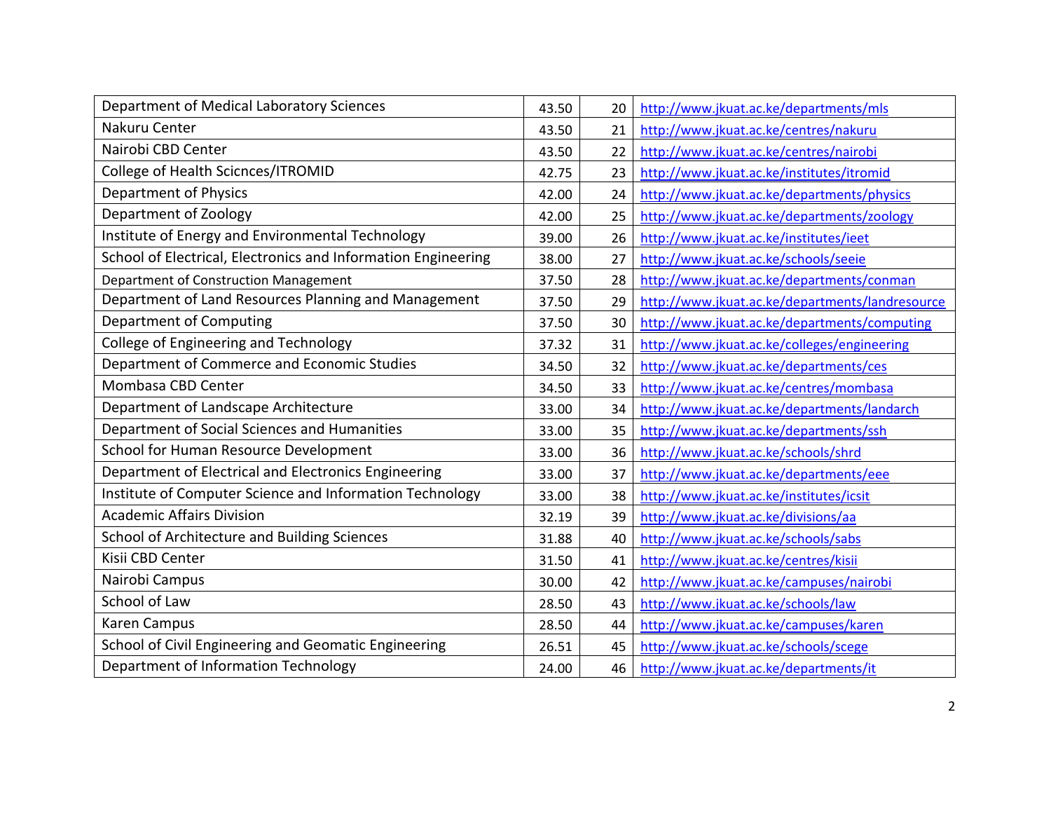| Department of Medical Laboratory Sciences | 43.50 | 20 | http://www.jkuat.ac.ke/departments/mls |
|---|---|---|---|
| Nakuru Center | 43.50 | 21 | http://www.jkuat.ac.ke/centres/nakuru |
| Nairobi CBD Center | 43.50 | 22 | http://www.jkuat.ac.ke/centres/nairobi |
| College of Health Scicnces/ITROMID | 42.75 | 23 | http://www.jkuat.ac.ke/institutes/itromid |
| Department of Physics | 42.00 | 24 | http://www.jkuat.ac.ke/departments/physics |
| Department of Zoology | 42.00 | 25 | http://www.jkuat.ac.ke/departments/zoology |
| Institute of Energy and Environmental Technology | 39.00 | 26 | http://www.jkuat.ac.ke/institutes/ieet |
| School of Electrical, Electronics and Information Engineering | 38.00 | 27 | http://www.jkuat.ac.ke/schools/seeie |
| Department of Construction Management | 37.50 | 28 | http://www.jkuat.ac.ke/departments/conman |
| Department of Land Resources Planning and Management | 37.50 | 29 | http://www.jkuat.ac.ke/departments/landresource |
| Department of Computing | 37.50 | 30 | http://www.jkuat.ac.ke/departments/computing |
| College of Engineering and Technology | 37.32 | 31 | http://www.jkuat.ac.ke/colleges/engineering |
| Department of Commerce and Economic Studies | 34.50 | 32 | http://www.jkuat.ac.ke/departments/ces |
| Mombasa CBD Center | 34.50 | 33 | http://www.jkuat.ac.ke/centres/mombasa |
| Department of Landscape Architecture | 33.00 | 34 | http://www.jkuat.ac.ke/departments/landarch |
| Department of Social Sciences and Humanities | 33.00 | 35 | http://www.jkuat.ac.ke/departments/ssh |
| School for Human Resource Development | 33.00 | 36 | http://www.jkuat.ac.ke/schools/shrd |
| Department of Electrical and Electronics Engineering | 33.00 | 37 | http://www.jkuat.ac.ke/departments/eee |
| Institute of Computer Science and Information Technology | 33.00 | 38 | http://www.jkuat.ac.ke/institutes/icsit |
| Academic Affairs Division | 32.19 | 39 | http://www.jkuat.ac.ke/divisions/aa |
| School of Architecture and Building Sciences | 31.88 | 40 | http://www.jkuat.ac.ke/schools/sabs |
| Kisii CBD Center | 31.50 | 41 | http://www.jkuat.ac.ke/centres/kisii |
| Nairobi Campus | 30.00 | 42 | http://www.jkuat.ac.ke/campuses/nairobi |
| School of Law | 28.50 | 43 | http://www.jkuat.ac.ke/schools/law |
| Karen Campus | 28.50 | 44 | http://www.jkuat.ac.ke/campuses/karen |
| School of Civil Engineering and Geomatic Engineering | 26.51 | 45 | http://www.jkuat.ac.ke/schools/scege |
| Department of Information Technology | 24.00 | 46 | http://www.jkuat.ac.ke/departments/it |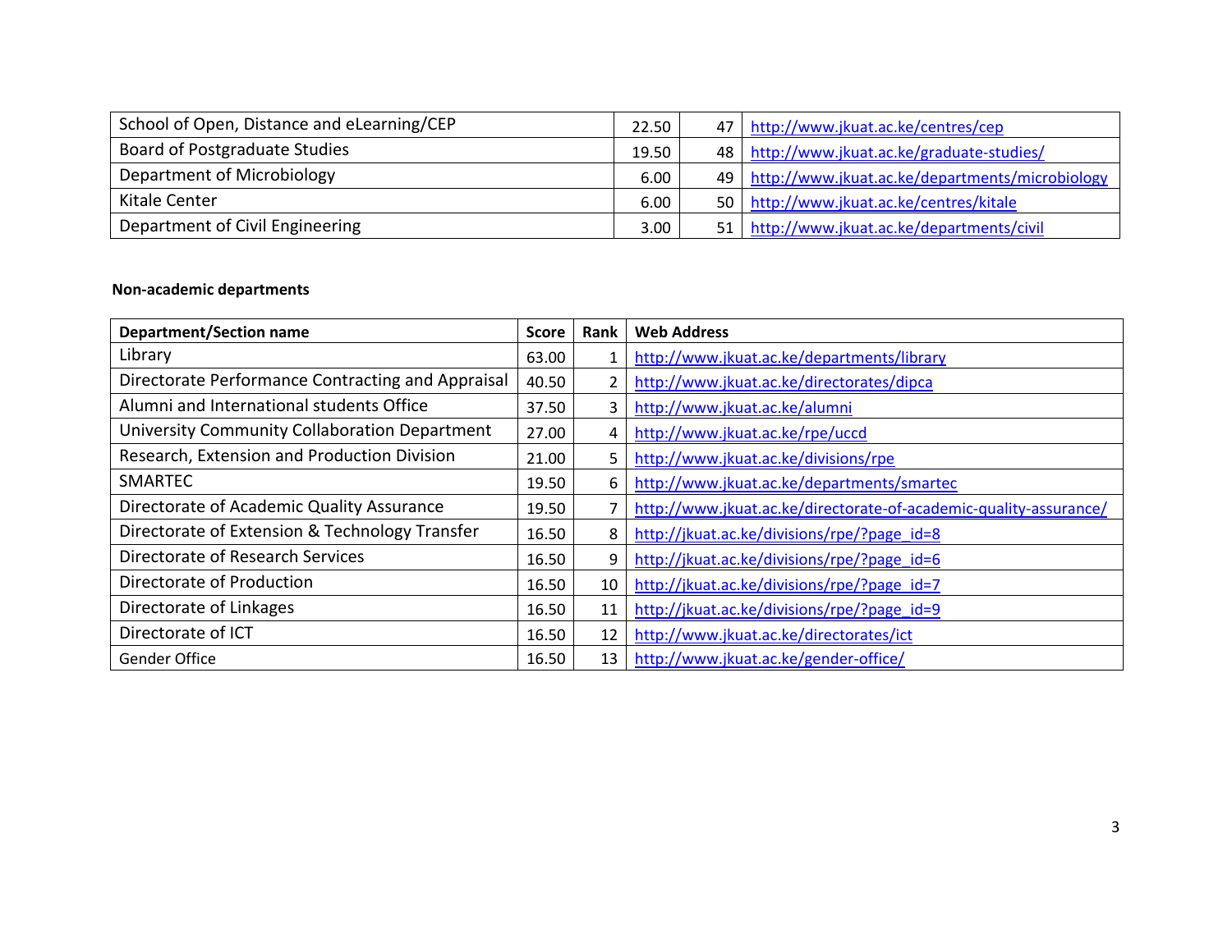| | | | |
|---|---|---|---|
| School of Open, Distance and eLearning/CEP | 22.50 | 47 | http://www.jkuat.ac.ke/centres/cep |
| Board of Postgraduate Studies | 19.50 | 48 | http://www.jkuat.ac.ke/graduate-studies/ |
| Department of Microbiology | 6.00 | 49 | http://www.jkuat.ac.ke/departments/microbiology |
| Kitale Center | 6.00 | 50 | http://www.jkuat.ac.ke/centres/kitale |
| Department of Civil Engineering | 3.00 | 51 | http://www.jkuat.ac.ke/departments/civil |

**Non-academic departments**

| Department/Section name | Score | Rank | Web Address |
|---|---|---|---|
| Library | 63.00 | 1 | http://www.jkuat.ac.ke/departments/library |
| Directorate Performance Contracting and Appraisal | 40.50 | 2 | http://www.jkuat.ac.ke/directorates/dipca |
| Alumni and International students Office | 37.50 | 3 | http://www.jkuat.ac.ke/alumni |
| University Community Collaboration Department | 27.00 | 4 | http://www.jkuat.ac.ke/rpe/uccd |
| Research, Extension and Production Division | 21.00 | 5 | http://www.jkuat.ac.ke/divisions/rpe |
| SMARTEC | 19.50 | 6 | http://www.jkuat.ac.ke/departments/smartec |
| Directorate of Academic Quality Assurance | 19.50 | 7 | http://www.jkuat.ac.ke/directorate-of-academic-quality-assurance/ |
| Directorate of Extension & Technology Transfer | 16.50 | 8 | http://jkuat.ac.ke/divisions/rpe/?page_id=8 |
| Directorate of Research Services | 16.50 | 9 | http://jkuat.ac.ke/divisions/rpe/?page_id=6 |
| Directorate of Production | 16.50 | 10 | http://jkuat.ac.ke/divisions/rpe/?page_id=7 |
| Directorate of Linkages | 16.50 | 11 | http://jkuat.ac.ke/divisions/rpe/?page_id=9 |
| Directorate of ICT | 16.50 | 12 | http://www.jkuat.ac.ke/directorates/ict |
| Gender Office | 16.50 | 13 | http://www.jkuat.ac.ke/gender-office/ |